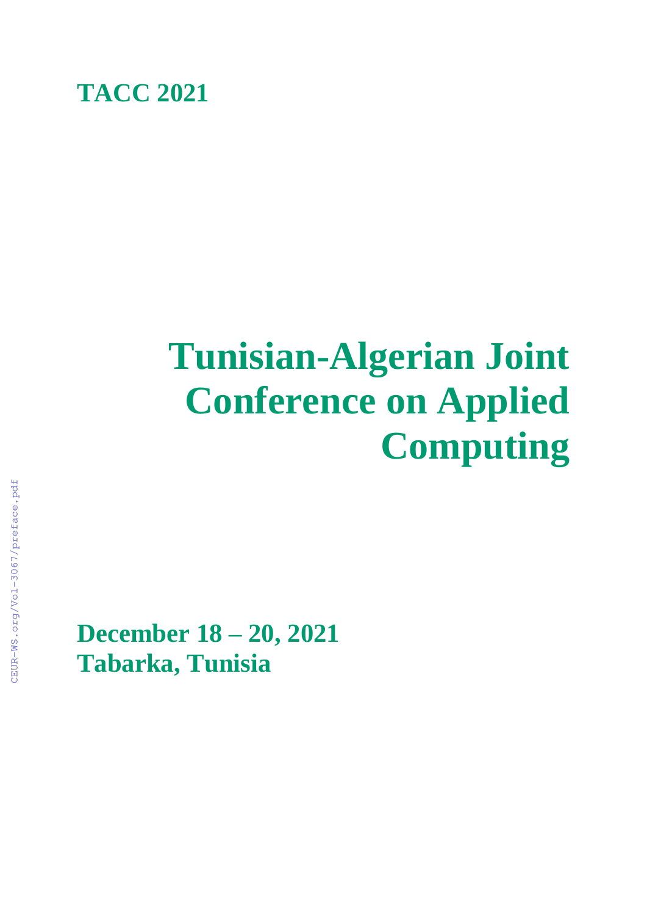**TACC 2021**

# Tunisian-Algerian Joint Conference on Applied Computing

**December 18 – 20, 2021**
**Tabarka, Tunisia**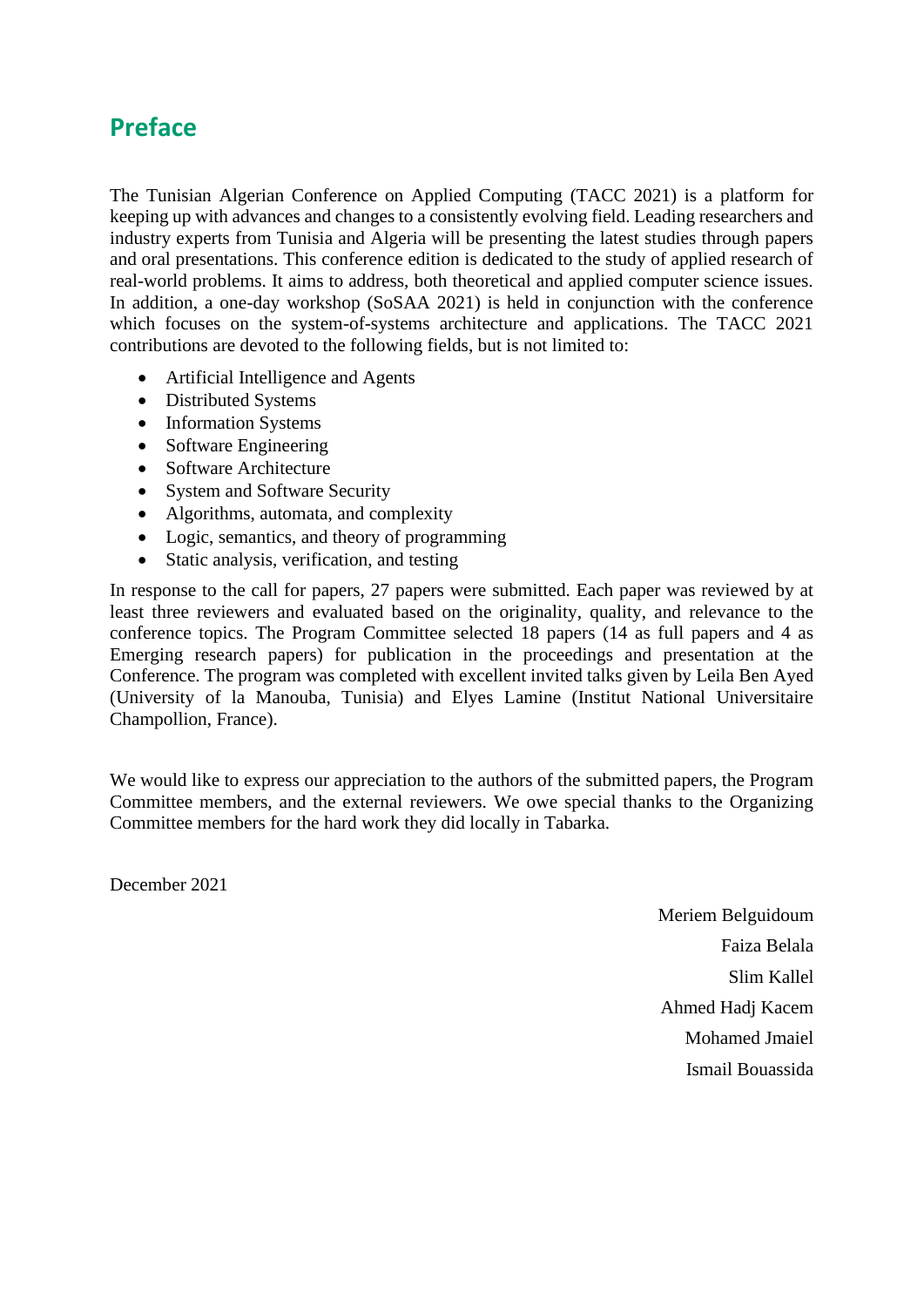# Preface

The Tunisian Algerian Conference on Applied Computing (TACC 2021) is a platform for keeping up with advances and changes to a consistently evolving field. Leading researchers and industry experts from Tunisia and Algeria will be presenting the latest studies through papers and oral presentations. This conference edition is dedicated to the study of applied research of real-world problems. It aims to address, both theoretical and applied computer science issues. In addition, a one-day workshop (SoSAA 2021) is held in conjunction with the conference which focuses on the system-of-systems architecture and applications. The TACC 2021 contributions are devoted to the following fields, but is not limited to:

- Artificial Intelligence and Agents
- Distributed Systems
- Information Systems
- Software Engineering
- Software Architecture
- System and Software Security
- Algorithms, automata, and complexity
- Logic, semantics, and theory of programming
- Static analysis, verification, and testing

In response to the call for papers, 27 papers were submitted. Each paper was reviewed by at least three reviewers and evaluated based on the originality, quality, and relevance to the conference topics. The Program Committee selected 18 papers (14 as full papers and 4 as Emerging research papers) for publication in the proceedings and presentation at the Conference. The program was completed with excellent invited talks given by Leila Ben Ayed (University of la Manouba, Tunisia) and Elyes Lamine (Institut National Universitaire Champollion, France).

We would like to express our appreciation to the authors of the submitted papers, the Program Committee members, and the external reviewers. We owe special thanks to the Organizing Committee members for the hard work they did locally in Tabarka.

December 2021

Meriem Belguidoum

Faiza Belala

Slim Kallel

Ahmed Hadj Kacem

Mohamed Jmaiel

Ismail Bouassida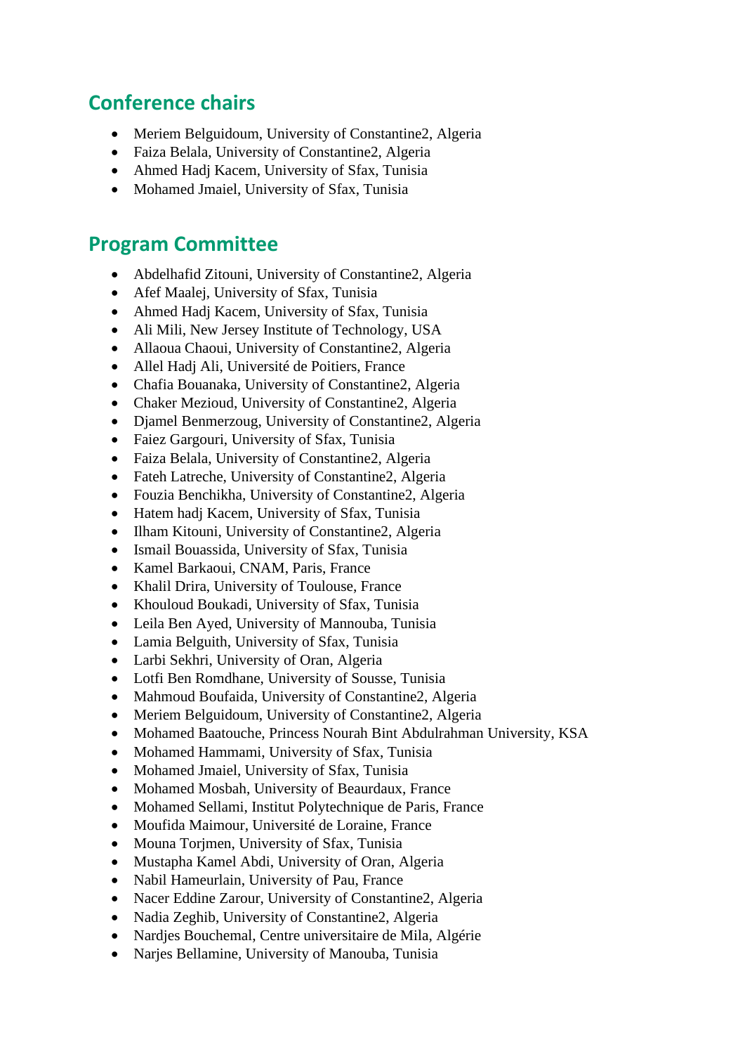## Conference chairs

- Meriem Belguidoum, University of Constantine2, Algeria
- Faiza Belala, University of Constantine2, Algeria
- Ahmed Hadj Kacem, University of Sfax, Tunisia
- Mohamed Jmaiel, University of Sfax, Tunisia

## Program Committee

- Abdelhafid Zitouni, University of Constantine2, Algeria
- Afef Maalej, University of Sfax, Tunisia
- Ahmed Hadj Kacem, University of Sfax, Tunisia
- Ali Mili, New Jersey Institute of Technology, USA
- Allaoua Chaoui, University of Constantine2, Algeria
- Allel Hadj Ali, Université de Poitiers, France
- Chafia Bouanaka, University of Constantine2, Algeria
- Chaker Mezioud, University of Constantine2, Algeria
- Djamel Benmerzoug, University of Constantine2, Algeria
- Faiez Gargouri, University of Sfax, Tunisia
- Faiza Belala, University of Constantine2, Algeria
- Fateh Latreche, University of Constantine2, Algeria
- Fouzia Benchikha, University of Constantine2, Algeria
- Hatem hadj Kacem, University of Sfax, Tunisia
- Ilham Kitouni, University of Constantine2, Algeria
- Ismail Bouassida, University of Sfax, Tunisia
- Kamel Barkaoui, CNAM, Paris, France
- Khalil Drira, University of Toulouse, France
- Khouloud Boukadi, University of Sfax, Tunisia
- Leila Ben Ayed, University of Mannouba, Tunisia
- Lamia Belguith, University of Sfax, Tunisia
- Larbi Sekhri, University of Oran, Algeria
- Lotfi Ben Romdhane, University of Sousse, Tunisia
- Mahmoud Boufaida, University of Constantine2, Algeria
- Meriem Belguidoum, University of Constantine2, Algeria
- Mohamed Baatouche, Princess Nourah Bint Abdulrahman University, KSA
- Mohamed Hammami, University of Sfax, Tunisia
- Mohamed Jmaiel, University of Sfax, Tunisia
- Mohamed Mosbah, University of Beaurdaux, France
- Mohamed Sellami, Institut Polytechnique de Paris, France
- Moufida Maimour, Université de Loraine, France
- Mouna Torjmen, University of Sfax, Tunisia
- Mustapha Kamel Abdi, University of Oran, Algeria
- Nabil Hameurlain, University of Pau, France
- Nacer Eddine Zarour, University of Constantine2, Algeria
- Nadia Zeghib, University of Constantine2, Algeria
- Nardjes Bouchemal, Centre universitaire de Mila, Algérie
- Narjes Bellamine, University of Manouba, Tunisia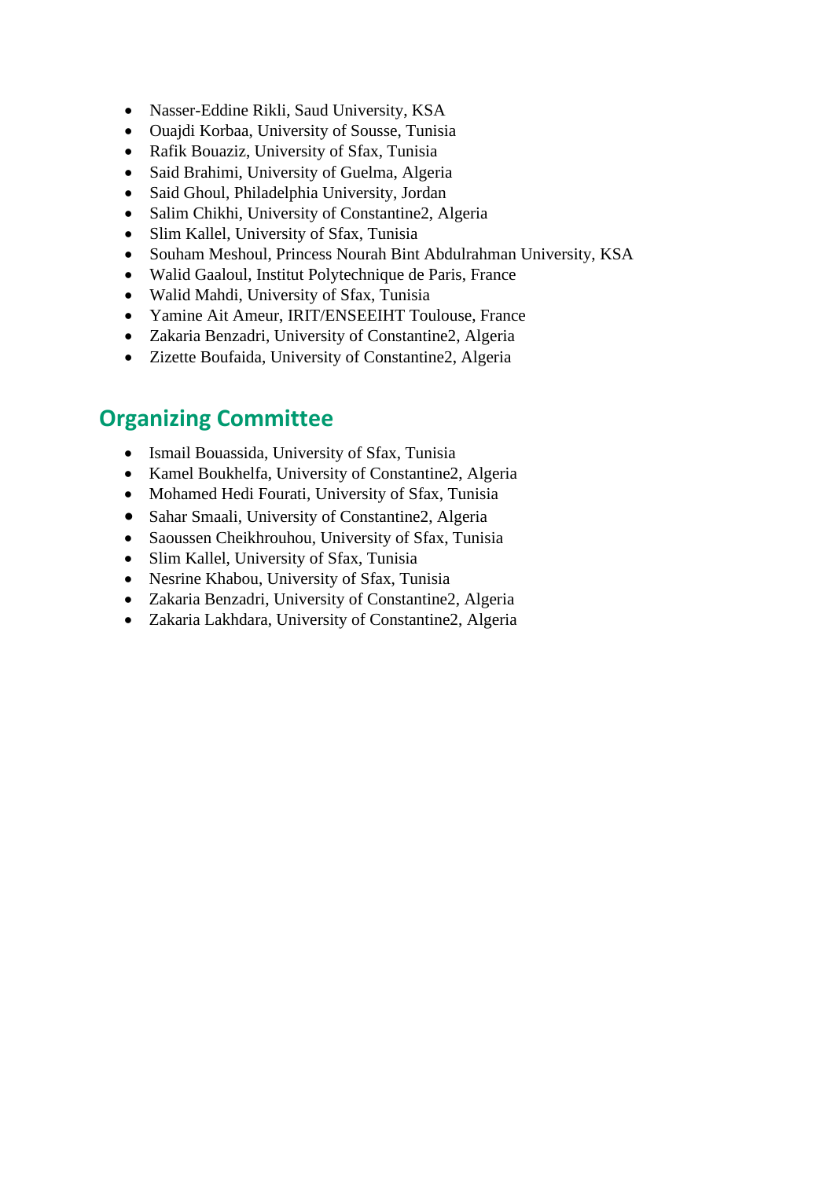- Nasser-Eddine Rikli, Saud University, KSA
- Ouajdi Korbaa, University of Sousse, Tunisia
- Rafik Bouaziz, University of Sfax, Tunisia
- Said Brahimi, University of Guelma, Algeria
- Said Ghoul, Philadelphia University, Jordan
- Salim Chikhi, University of Constantine2, Algeria
- Slim Kallel, University of Sfax, Tunisia
- Souham Meshoul, Princess Nourah Bint Abdulrahman University, KSA
- Walid Gaaloul, Institut Polytechnique de Paris, France
- Walid Mahdi, University of Sfax, Tunisia
- Yamine Ait Ameur, IRIT/ENSEEIHT Toulouse, France
- Zakaria Benzadri, University of Constantine2, Algeria
- Zizette Boufaida, University of Constantine2, Algeria

## Organizing Committee

- Ismail Bouassida, University of Sfax, Tunisia
- Kamel Boukhelfa, University of Constantine2, Algeria
- Mohamed Hedi Fourati, University of Sfax, Tunisia
- Sahar Smaali, University of Constantine2, Algeria
- Saoussen Cheikhrouhou, University of Sfax, Tunisia
- Slim Kallel, University of Sfax, Tunisia
- Nesrine Khabou, University of Sfax, Tunisia
- Zakaria Benzadri, University of Constantine2, Algeria
- Zakaria Lakhdara, University of Constantine2, Algeria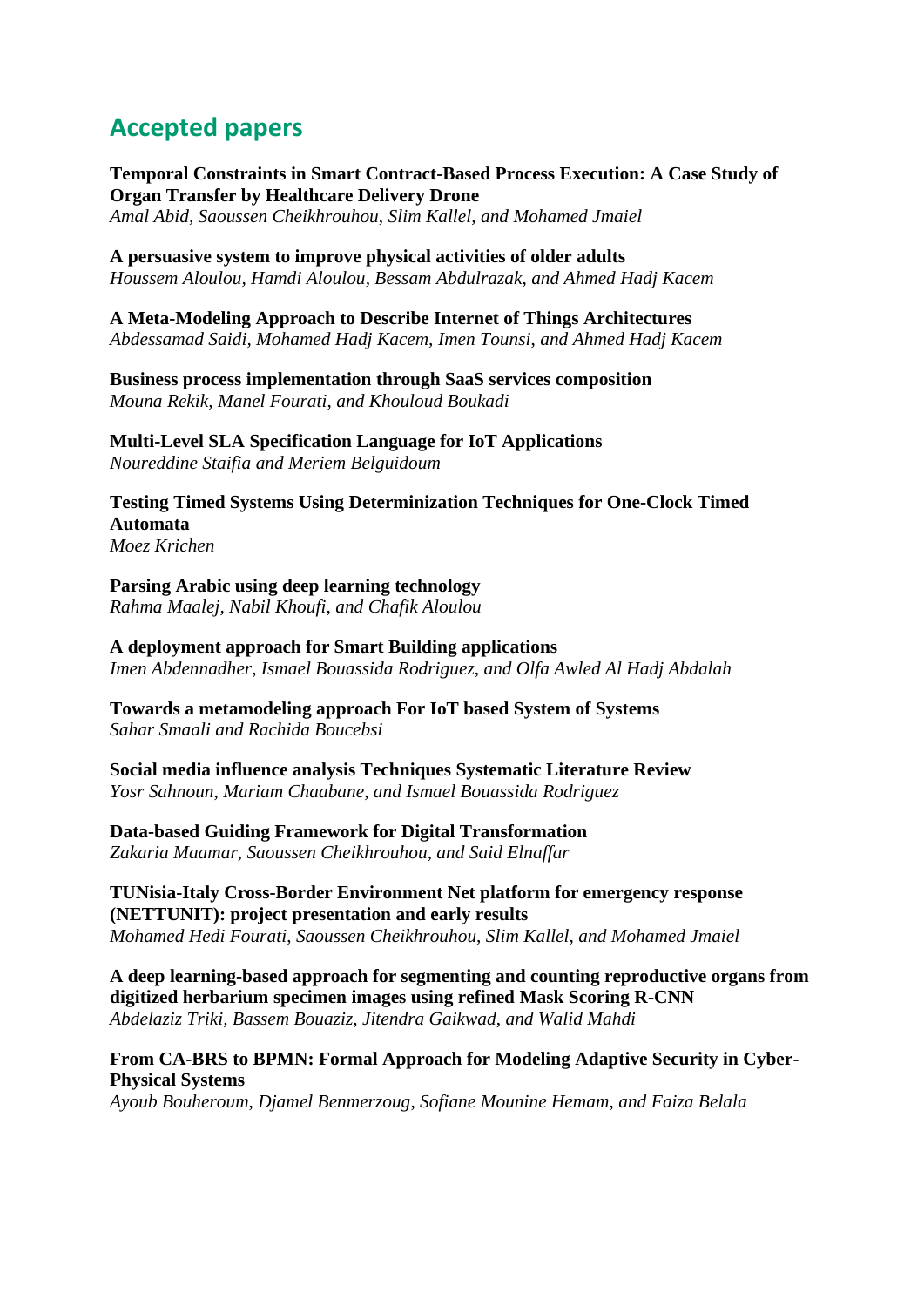## Accepted papers

**Temporal Constraints in Smart Contract-Based Process Execution: A Case Study of Organ Transfer by Healthcare Delivery Drone**
*Amal Abid, Saoussen Cheikhrouhou, Slim Kallel, and Mohamed Jmaiel*

**A persuasive system to improve physical activities of older adults**
*Houssem Aloulou, Hamdi Aloulou, Bessam Abdulrazak, and Ahmed Hadj Kacem*

**A Meta-Modeling Approach to Describe Internet of Things Architectures**
*Abdessamad Saidi, Mohamed Hadj Kacem, Imen Tounsi, and Ahmed Hadj Kacem*

**Business process implementation through SaaS services composition**
*Mouna Rekik, Manel Fourati, and Khouloud Boukadi*

**Multi-Level SLA Specification Language for IoT Applications**
*Noureddine Staifia and Meriem Belguidoum*

**Testing Timed Systems Using Determinization Techniques for One-Clock Timed Automata**
*Moez Krichen*

**Parsing Arabic using deep learning technology**
*Rahma Maalej, Nabil Khoufi, and Chafik Aloulou*

**A deployment approach for Smart Building applications**
*Imen Abdennadher, Ismael Bouassida Rodriguez, and Olfa Awled Al Hadj Abdalah*

**Towards a metamodeling approach For IoT based System of Systems**
*Sahar Smaali and Rachida Boucebsi*

**Social media influence analysis Techniques Systematic Literature Review**
*Yosr Sahnoun, Mariam Chaabane, and Ismael Bouassida Rodriguez*

**Data-based Guiding Framework for Digital Transformation**
*Zakaria Maamar, Saoussen Cheikhrouhou, and Said Elnaffar*

**TUNisia-Italy Cross-Border Environment Net platform for emergency response (NETTUNIT): project presentation and early results**
*Mohamed Hedi Fourati, Saoussen Cheikhrouhou, Slim Kallel, and Mohamed Jmaiel*

**A deep learning-based approach for segmenting and counting reproductive organs from digitized herbarium specimen images using refined Mask Scoring R-CNN**
*Abdelaziz Triki, Bassem Bouaziz, Jitendra Gaikwad, and Walid Mahdi*

**From CA-BRS to BPMN: Formal Approach for Modeling Adaptive Security in Cyber-Physical Systems**
*Ayoub Bouheroum, Djamel Benmerzoug, Sofiane Mounine Hemam, and Faiza Belala*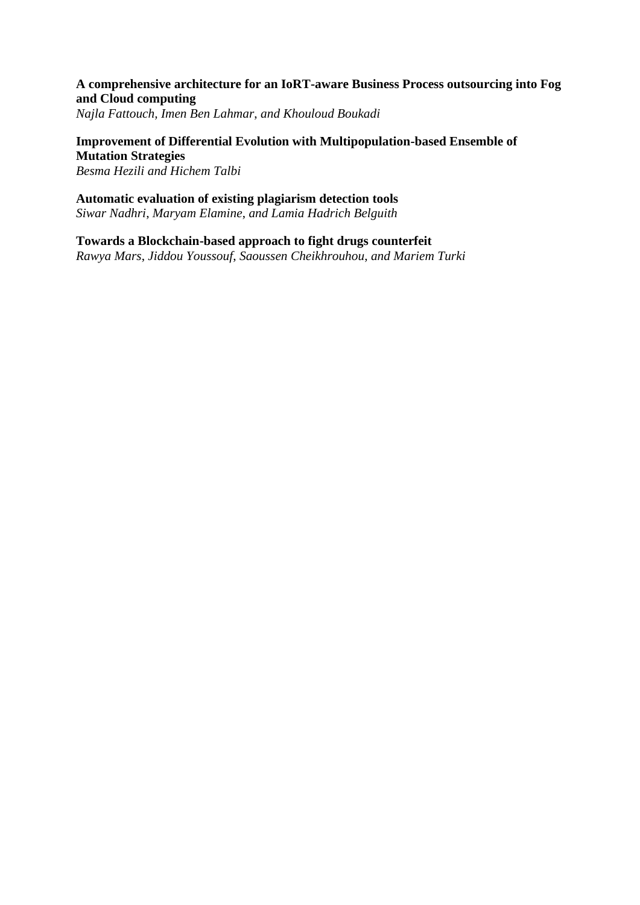**A comprehensive architecture for an IoRT-aware Business Process outsourcing into Fog and Cloud computing**
*Najla Fattouch, Imen Ben Lahmar, and Khouloud Boukadi*

**Improvement of Differential Evolution with Multipopulation-based Ensemble of Mutation Strategies**
*Besma Hezili and Hichem Talbi*

**Automatic evaluation of existing plagiarism detection tools**
*Siwar Nadhri, Maryam Elamine, and Lamia Hadrich Belguith*

**Towards a Blockchain-based approach to fight drugs counterfeit**
*Rawya Mars, Jiddou Youssouf, Saoussen Cheikhrouhou, and Mariem Turki*